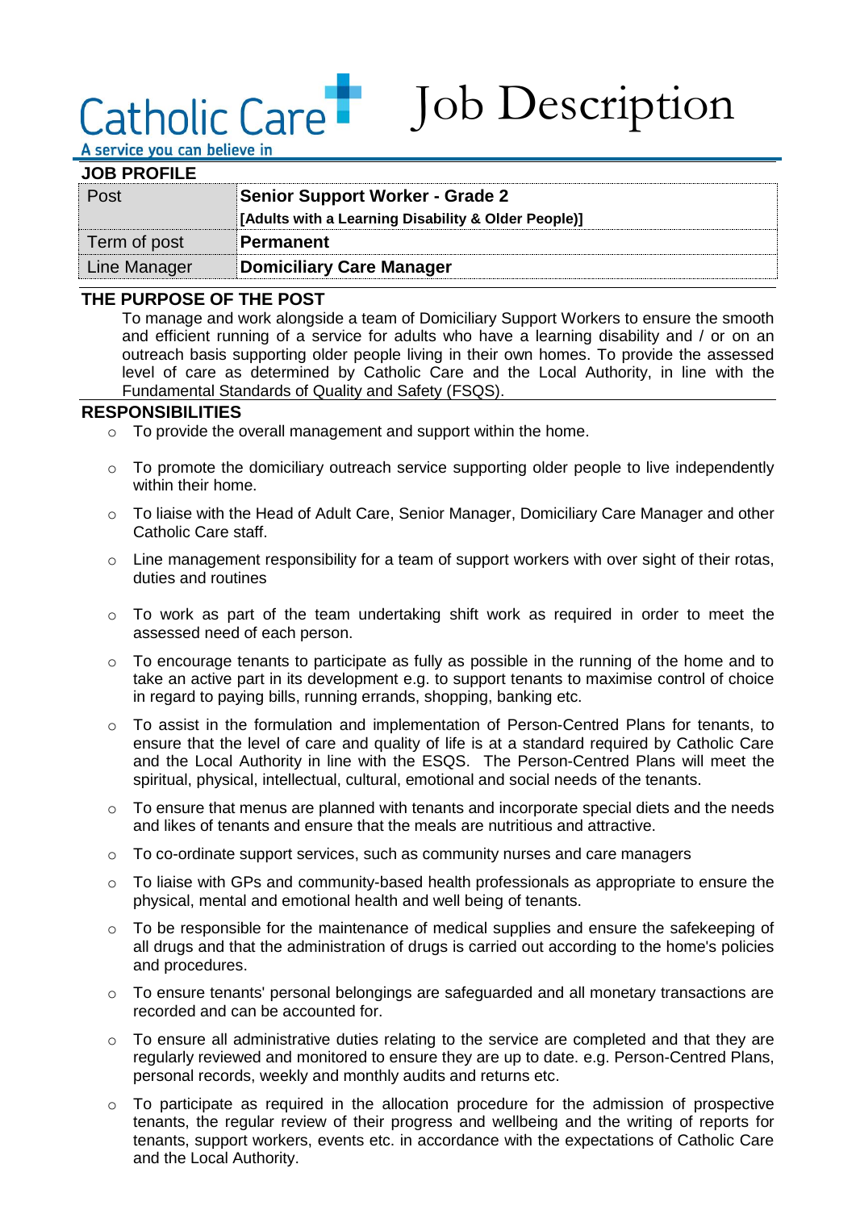Catholic Care

A service you can believe in

# Job Description

## JOB PROFILE

| Post | **Senior Support Worker - Grade 2**<br>**[Adults with a Learning Disability & Older People)]** |
|---|---|
| Term of post | **Permanent** |
| Line Manager | **Domiciliary Care Manager** |

## THE PURPOSE OF THE POST

To manage and work alongside a team of Domiciliary Support Workers to ensure the smooth and efficient running of a service for adults who have a learning disability and / or on an outreach basis supporting older people living in their own homes. To provide the assessed level of care as determined by Catholic Care and the Local Authority, in line with the Fundamental Standards of Quality and Safety (FSQS).

## RESPONSIBILITIES

- To provide the overall management and support within the home.
- To promote the domiciliary outreach service supporting older people to live independently within their home.
- To liaise with the Head of Adult Care, Senior Manager, Domiciliary Care Manager and other Catholic Care staff.
- Line management responsibility for a team of support workers with over sight of their rotas, duties and routines
- To work as part of the team undertaking shift work as required in order to meet the assessed need of each person.
- To encourage tenants to participate as fully as possible in the running of the home and to take an active part in its development e.g. to support tenants to maximise control of choice in regard to paying bills, running errands, shopping, banking etc.
- To assist in the formulation and implementation of Person-Centred Plans for tenants, to ensure that the level of care and quality of life is at a standard required by Catholic Care and the Local Authority in line with the ESQS. The Person-Centred Plans will meet the spiritual, physical, intellectual, cultural, emotional and social needs of the tenants.
- To ensure that menus are planned with tenants and incorporate special diets and the needs and likes of tenants and ensure that the meals are nutritious and attractive.
- To co-ordinate support services, such as community nurses and care managers
- To liaise with GPs and community-based health professionals as appropriate to ensure the physical, mental and emotional health and well being of tenants.
- To be responsible for the maintenance of medical supplies and ensure the safekeeping of all drugs and that the administration of drugs is carried out according to the home's policies and procedures.
- To ensure tenants' personal belongings are safeguarded and all monetary transactions are recorded and can be accounted for.
- To ensure all administrative duties relating to the service are completed and that they are regularly reviewed and monitored to ensure they are up to date. e.g. Person-Centred Plans, personal records, weekly and monthly audits and returns etc.
- To participate as required in the allocation procedure for the admission of prospective tenants, the regular review of their progress and wellbeing and the writing of reports for tenants, support workers, events etc. in accordance with the expectations of Catholic Care and the Local Authority.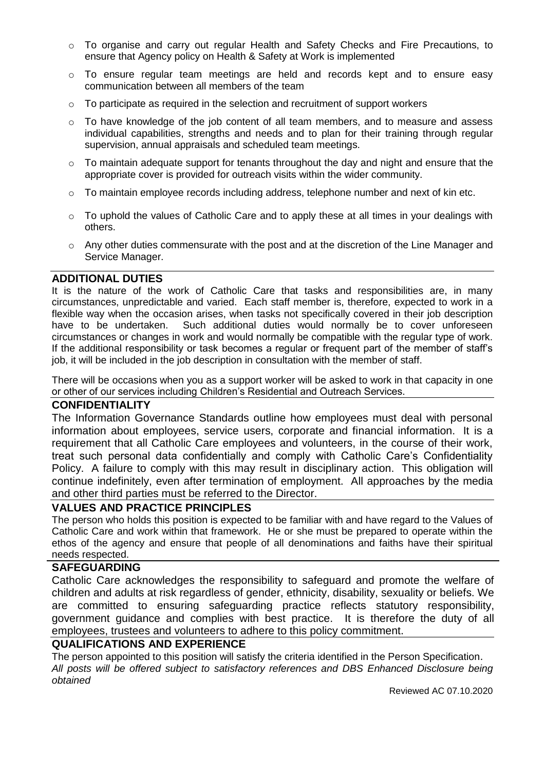- To organise and carry out regular Health and Safety Checks and Fire Precautions, to ensure that Agency policy on Health & Safety at Work is implemented
- To ensure regular team meetings are held and records kept and to ensure easy communication between all members of the team
- To participate as required in the selection and recruitment of support workers
- To have knowledge of the job content of all team members, and to measure and assess individual capabilities, strengths and needs and to plan for their training through regular supervision, annual appraisals and scheduled team meetings.
- To maintain adequate support for tenants throughout the day and night and ensure that the appropriate cover is provided for outreach visits within the wider community.
- To maintain employee records including address, telephone number and next of kin etc.
- To uphold the values of Catholic Care and to apply these at all times in your dealings with others.
- Any other duties commensurate with the post and at the discretion of the Line Manager and Service Manager.

## ADDITIONAL DUTIES

It is the nature of the work of Catholic Care that tasks and responsibilities are, in many circumstances, unpredictable and varied. Each staff member is, therefore, expected to work in a flexible way when the occasion arises, when tasks not specifically covered in their job description have to be undertaken. Such additional duties would normally be to cover unforeseen circumstances or changes in work and would normally be compatible with the regular type of work. If the additional responsibility or task becomes a regular or frequent part of the member of staff's job, it will be included in the job description in consultation with the member of staff.

There will be occasions when you as a support worker will be asked to work in that capacity in one or other of our services including Children's Residential and Outreach Services.

## CONFIDENTIALITY

The Information Governance Standards outline how employees must deal with personal information about employees, service users, corporate and financial information. It is a requirement that all Catholic Care employees and volunteers, in the course of their work, treat such personal data confidentially and comply with Catholic Care's Confidentiality Policy. A failure to comply with this may result in disciplinary action. This obligation will continue indefinitely, even after termination of employment. All approaches by the media and other third parties must be referred to the Director.

## VALUES AND PRACTICE PRINCIPLES

The person who holds this position is expected to be familiar with and have regard to the Values of Catholic Care and work within that framework. He or she must be prepared to operate within the ethos of the agency and ensure that people of all denominations and faiths have their spiritual needs respected.

## SAFEGUARDING

Catholic Care acknowledges the responsibility to safeguard and promote the welfare of children and adults at risk regardless of gender, ethnicity, disability, sexuality or beliefs. We are committed to ensuring safeguarding practice reflects statutory responsibility, government guidance and complies with best practice. It is therefore the duty of all employees, trustees and volunteers to adhere to this policy commitment.

## QUALIFICATIONS AND EXPERIENCE

The person appointed to this position will satisfy the criteria identified in the Person Specification.

*All posts will be offered subject to satisfactory references and DBS Enhanced Disclosure being obtained*

Reviewed AC 07.10.2020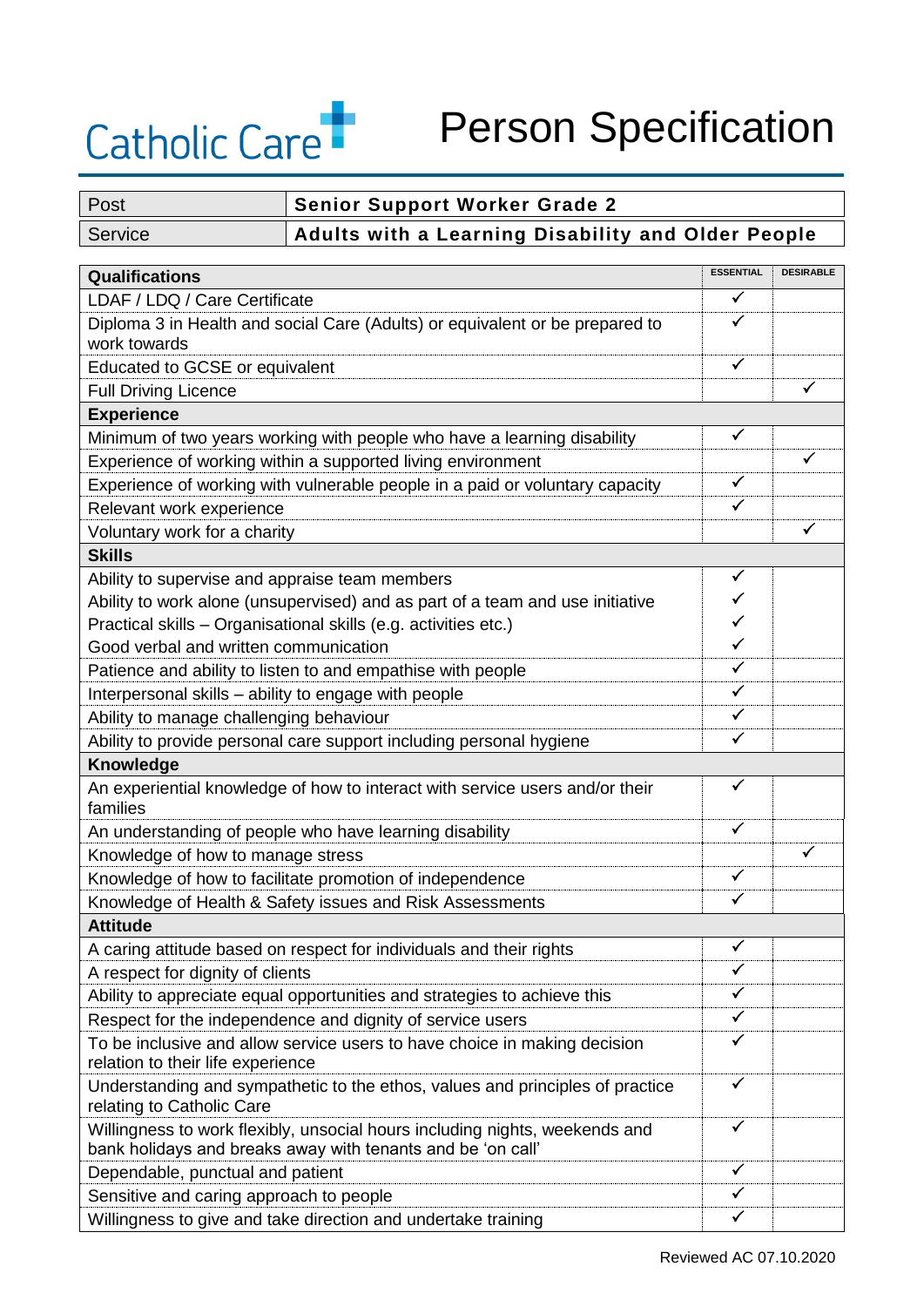Catholic Care

# Person Specification

| | |
|---|---|
| Post | **Senior Support Worker Grade 2** |
| Service | **Adults with a Learning Disability and Older People** |

| **Qualifications** | ESSENTIAL | DESIRABLE |
|---|---|---|
| LDAF / LDQ / Care Certificate | ✓ | |
| Diploma 3 in Health and social Care (Adults) or equivalent or be prepared to work towards | ✓ | |
| Educated to GCSE or equivalent | ✓ | |
| Full Driving Licence | | ✓ |
| **Experience** | | |
| Minimum of two years working with people who have a learning disability | ✓ | |
| Experience of working within a supported living environment | | ✓ |
| Experience of working with vulnerable people in a paid or voluntary capacity | ✓ | |
| Relevant work experience | ✓ | |
| Voluntary work for a charity | | ✓ |
| **Skills** | | |
| Ability to supervise and appraise team members | ✓ | |
| Ability to work alone (unsupervised) and as part of a team and use initiative | ✓ | |
| Practical skills – Organisational skills (e.g. activities etc.) | ✓ | |
| Good verbal and written communication | ✓ | |
| Patience and ability to listen to and empathise with people | ✓ | |
| Interpersonal skills – ability to engage with people | ✓ | |
| Ability to manage challenging behaviour | ✓ | |
| Ability to provide personal care support including personal hygiene | ✓ | |
| **Knowledge** | | |
| An experiential knowledge of how to interact with service users and/or their families | ✓ | |
| An understanding of people who have learning disability | ✓ | |
| Knowledge of how to manage stress | | ✓ |
| Knowledge of how to facilitate promotion of independence | ✓ | |
| Knowledge of Health & Safety issues and Risk Assessments | ✓ | |
| **Attitude** | | |
| A caring attitude based on respect for individuals and their rights | ✓ | |
| A respect for dignity of clients | ✓ | |
| Ability to appreciate equal opportunities and strategies to achieve this | ✓ | |
| Respect for the independence and dignity of service users | ✓ | |
| To be inclusive and allow service users to have choice in making decision relation to their life experience | ✓ | |
| Understanding and sympathetic to the ethos, values and principles of practice relating to Catholic Care | ✓ | |
| Willingness to work flexibly, unsocial hours including nights, weekends and bank holidays and breaks away with tenants and be 'on call' | ✓ | |
| Dependable, punctual and patient | ✓ | |
| Sensitive and caring approach to people | ✓ | |
| Willingness to give and take direction and undertake training | ✓ | |

Reviewed AC 07.10.2020